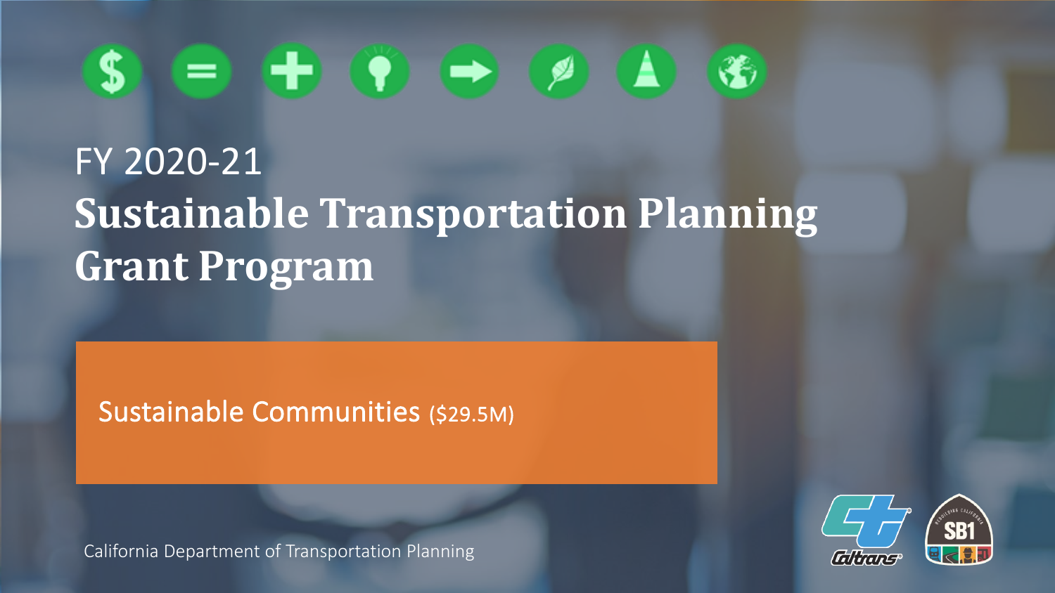FY 2020-21

# Sustainable Transportation Planning Grant Program

Sustainable Communities ($29.5M)

California Department of Transportation Planning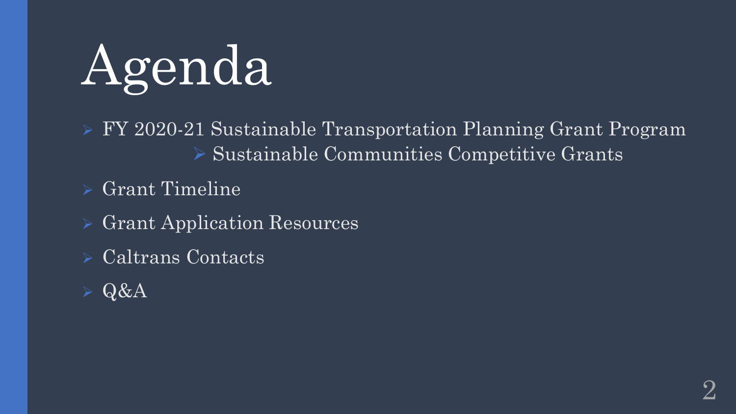# Agenda

- FY 2020-21 Sustainable Transportation Planning Grant Program
  - Sustainable Communities Competitive Grants
- Grant Timeline
- Grant Application Resources
- Caltrans Contacts
- Q&A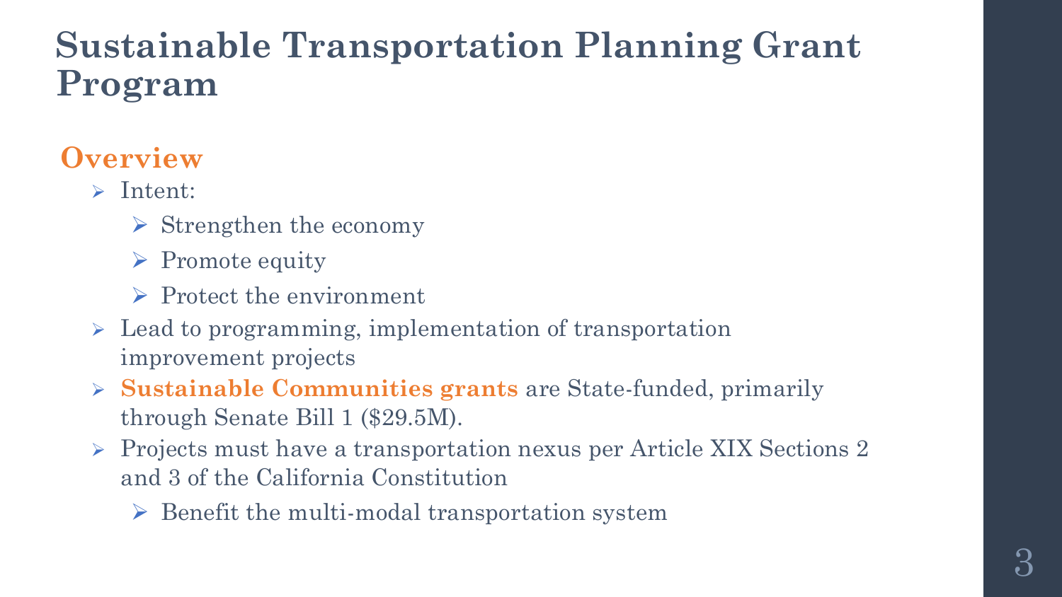# Sustainable Transportation Planning Grant Program

## Overview

- Intent:
  - Strengthen the economy
  - Promote equity
  - Protect the environment
- Lead to programming, implementation of transportation improvement projects
- **Sustainable Communities grants** are State-funded, primarily through Senate Bill 1 ($29.5M).
- Projects must have a transportation nexus per Article XIX Sections 2 and 3 of the California Constitution
  - Benefit the multi-modal transportation system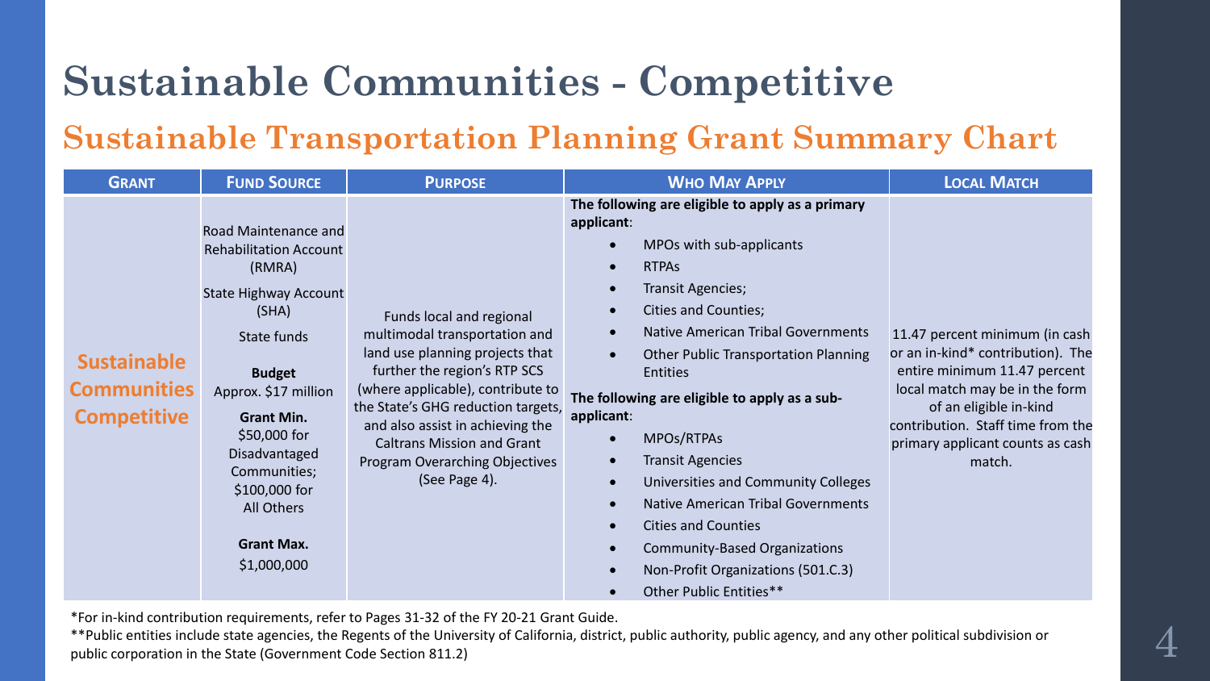# Sustainable Communities - Competitive

## Sustainable Transportation Planning Grant Summary Chart

| GRANT | FUND SOURCE | PURPOSE | WHO MAY APPLY | LOCAL MATCH |
|---|---|---|---|---|
| **Sustainable Communities Competitive** | Road Maintenance and Rehabilitation Account (RMRA)<br><br>State Highway Account (SHA)<br><br>State funds<br><br>**Budget**<br>Approx. $17 million<br><br>**Grant Min.**<br>$50,000 for Disadvantaged Communities;<br>$100,000 for All Others<br><br>**Grant Max.**<br>$1,000,000 | Funds local and regional multimodal transportation and land use planning projects that further the region's RTP SCS (where applicable), contribute to the State's GHG reduction targets, and also assist in achieving the Caltrans Mission and Grant Program Overarching Objectives (See Page 4). | **The following are eligible to apply as a primary applicant**:<br>• MPOs with sub-applicants<br>• RTPAs<br>• Transit Agencies;<br>• Cities and Counties;<br>• Native American Tribal Governments<br>• Other Public Transportation Planning Entities<br><br>**The following are eligible to apply as a sub-applicant**:<br>• MPOs/RTPAs<br>• Transit Agencies<br>• Universities and Community Colleges<br>• Native American Tribal Governments<br>• Cities and Counties<br>• Community-Based Organizations<br>• Non-Profit Organizations (501.C.3)<br>• Other Public Entities** | 11.47 percent minimum (in cash or an in-kind* contribution). The entire minimum 11.47 percent local match may be in the form of an eligible in-kind contribution. Staff time from the primary applicant counts as cash match. |

*For in-kind contribution requirements, refer to Pages 31-32 of the FY 20-21 Grant Guide.

**Public entities include state agencies, the Regents of the University of California, district, public authority, public agency, and any other political subdivision or public corporation in the State (Government Code Section 811.2)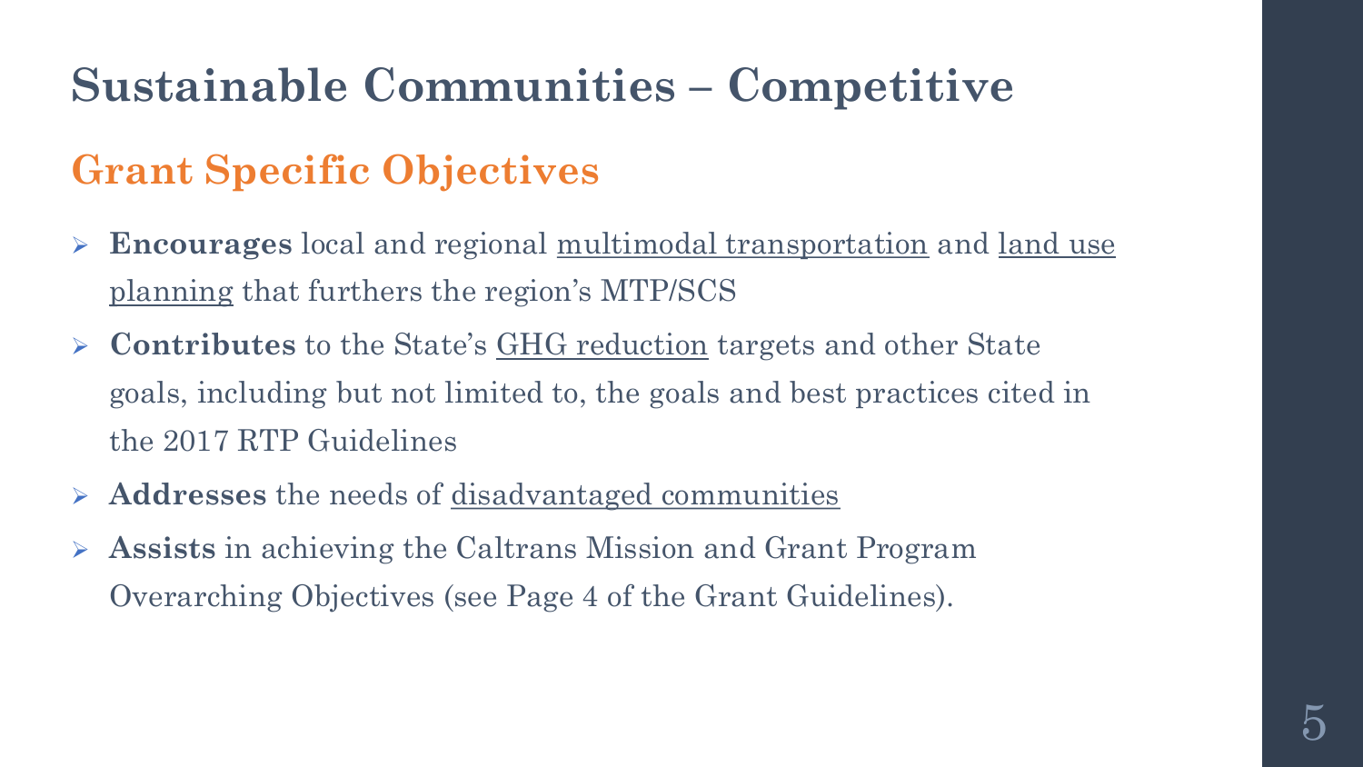# Sustainable Communities – Competitive

## Grant Specific Objectives

- **Encourages** local and regional multimodal transportation and land use planning that furthers the region's MTP/SCS
- **Contributes** to the State's GHG reduction targets and other State goals, including but not limited to, the goals and best practices cited in the 2017 RTP Guidelines
- **Addresses** the needs of disadvantaged communities
- **Assists** in achieving the Caltrans Mission and Grant Program Overarching Objectives (see Page 4 of the Grant Guidelines).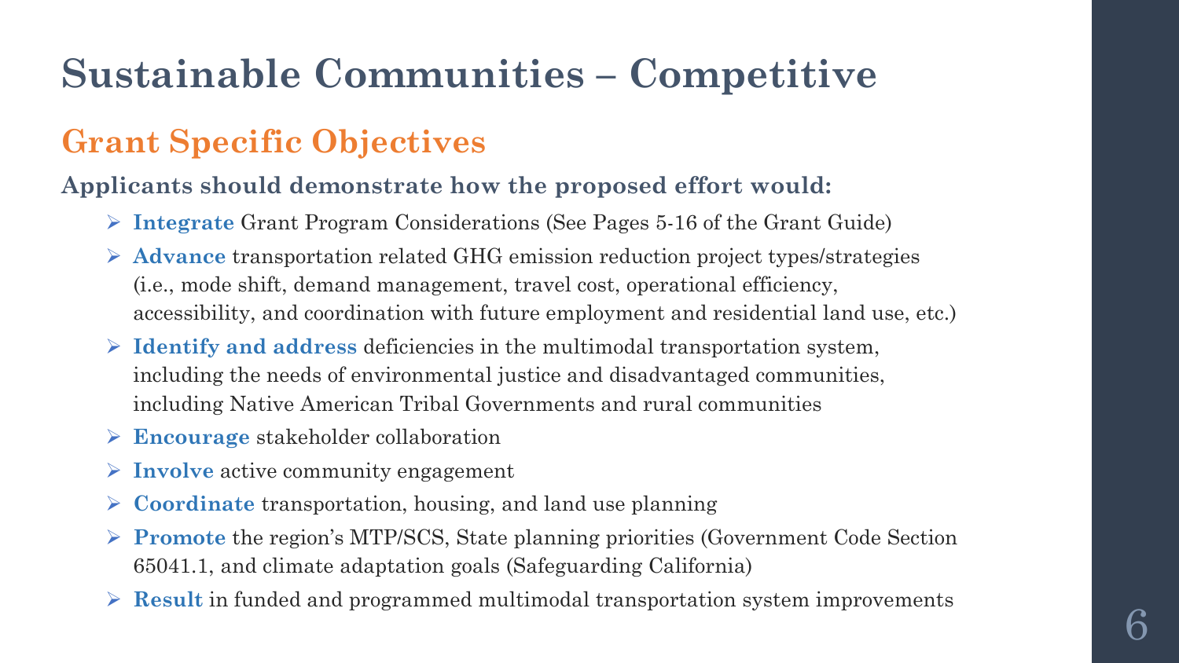# Sustainable Communities – Competitive

## Grant Specific Objectives

**Applicants should demonstrate how the proposed effort would:**

- **Integrate** Grant Program Considerations (See Pages 5-16 of the Grant Guide)
- **Advance** transportation related GHG emission reduction project types/strategies (i.e., mode shift, demand management, travel cost, operational efficiency, accessibility, and coordination with future employment and residential land use, etc.)
- **Identify and address** deficiencies in the multimodal transportation system, including the needs of environmental justice and disadvantaged communities, including Native American Tribal Governments and rural communities
- **Encourage** stakeholder collaboration
- **Involve** active community engagement
- **Coordinate** transportation, housing, and land use planning
- **Promote** the region's MTP/SCS, State planning priorities (Government Code Section 65041.1, and climate adaptation goals (Safeguarding California)
- **Result** in funded and programmed multimodal transportation system improvements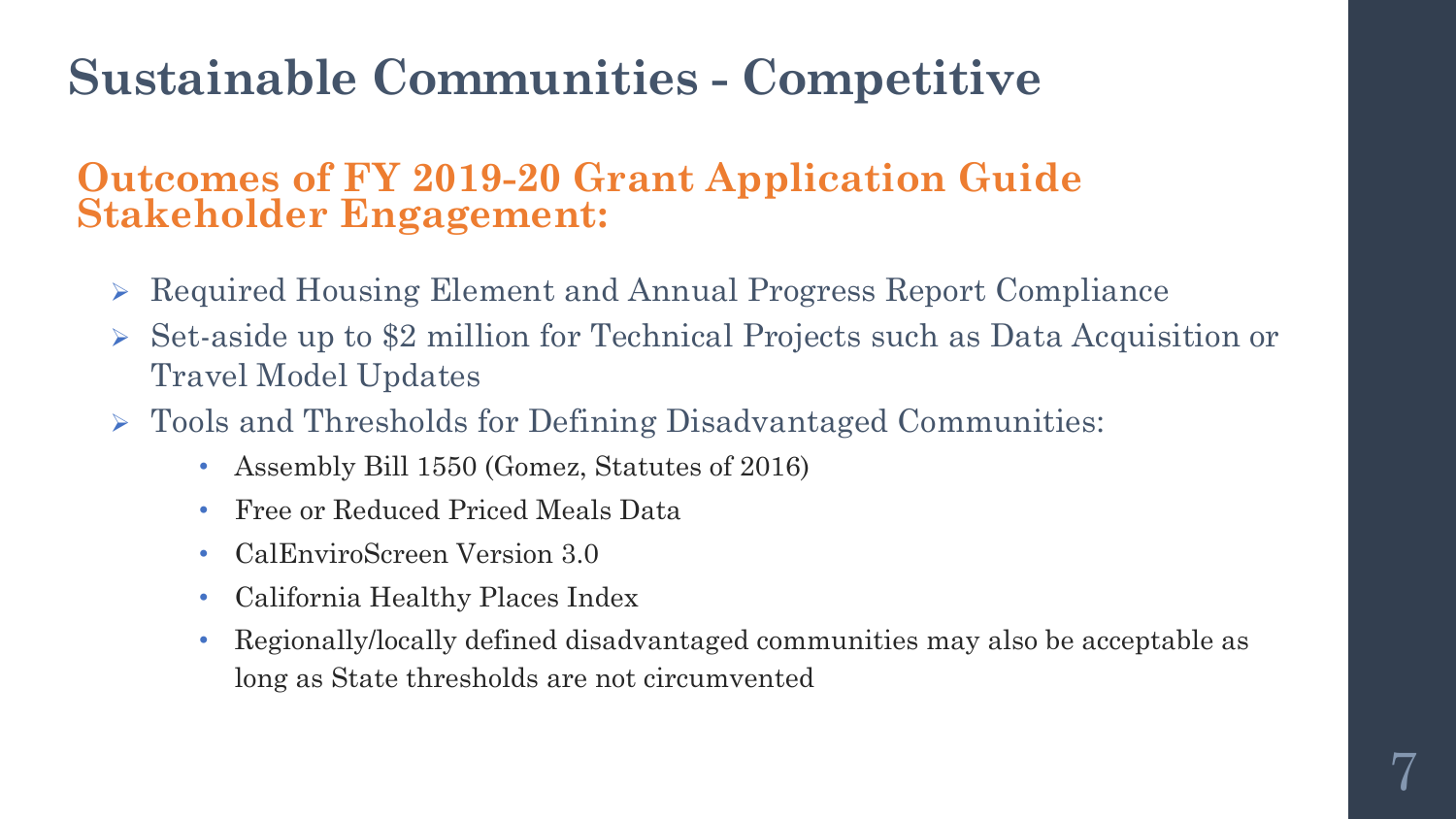# Sustainable Communities - Competitive

## Outcomes of FY 2019-20 Grant Application Guide Stakeholder Engagement:

- Required Housing Element and Annual Progress Report Compliance
- Set-aside up to $2 million for Technical Projects such as Data Acquisition or Travel Model Updates
- Tools and Thresholds for Defining Disadvantaged Communities:
  - Assembly Bill 1550 (Gomez, Statutes of 2016)
  - Free or Reduced Priced Meals Data
  - CalEnviroScreen Version 3.0
  - California Healthy Places Index
  - Regionally/locally defined disadvantaged communities may also be acceptable as long as State thresholds are not circumvented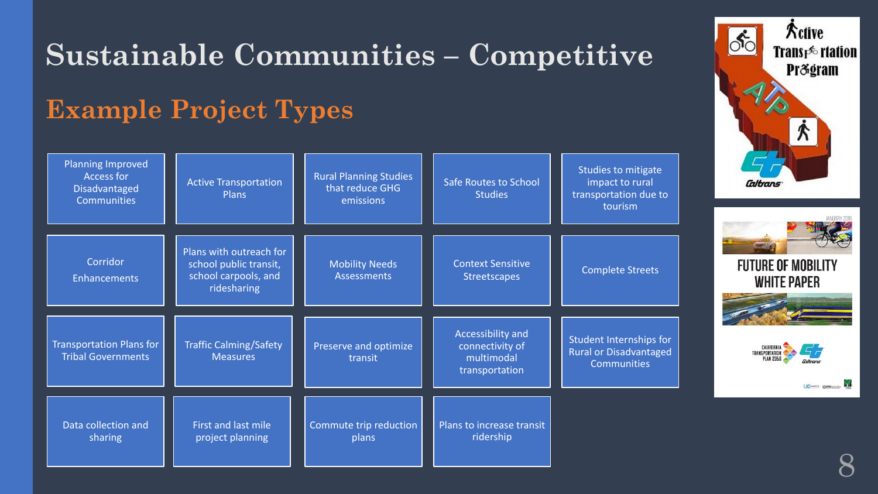# Sustainable Communities – Competitive

## Example Project Types

- Planning Improved Access for Disadvantaged Communities
- Active Transportation Plans
- Rural Planning Studies that reduce GHG emissions
- Safe Routes to School Studies
- Studies to mitigate impact to rural transportation due to tourism
- Corridor Enhancements
- Plans with outreach for school public transit, school carpools, and ridesharing
- Mobility Needs Assessments
- Context Sensitive Streetscapes
- Complete Streets
- Transportation Plans for Tribal Governments
- Traffic Calming/Safety Measures
- Preserve and optimize transit
- Accessibility and connectivity of multimodal transportation
- Student Internships for Rural or Disadvantaged Communities
- Data collection and sharing
- First and last mile project planning
- Commute trip reduction plans
- Plans to increase transit ridership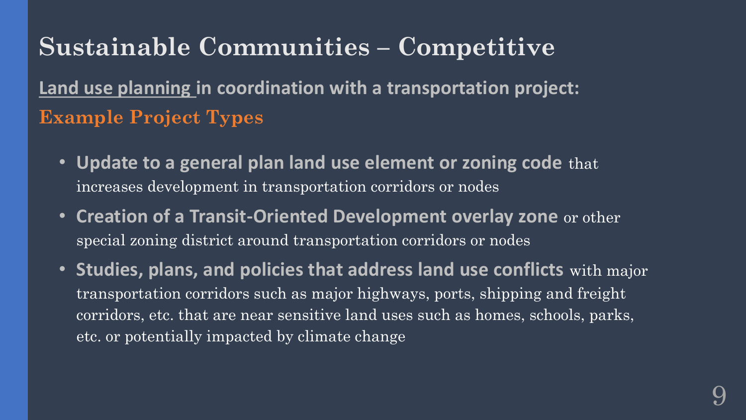# Sustainable Communities – Competitive

**Land use planning in coordination with a transportation project:**

## Example Project Types

- **Update to a general plan land use element or zoning code** that increases development in transportation corridors or nodes
- **Creation of a Transit-Oriented Development overlay zone** or other special zoning district around transportation corridors or nodes
- **Studies, plans, and policies that address land use conflicts** with major transportation corridors such as major highways, ports, shipping and freight corridors, etc. that are near sensitive land uses such as homes, schools, parks, etc. or potentially impacted by climate change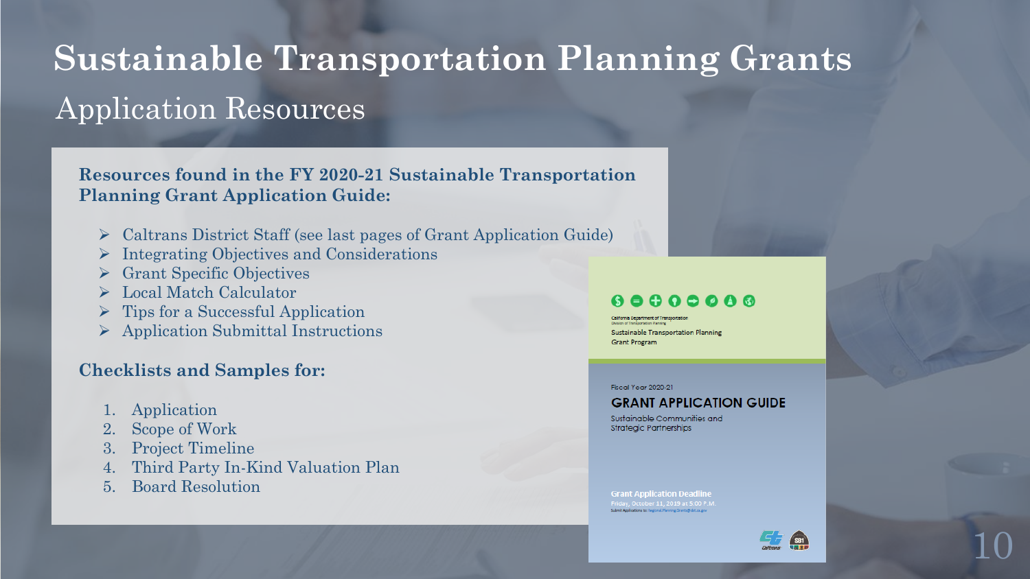# Sustainable Transportation Planning Grants

## Application Resources

**Resources found in the FY 2020-21 Sustainable Transportation Planning Grant Application Guide:**

- Caltrans District Staff (see last pages of Grant Application Guide)
- Integrating Objectives and Considerations
- Grant Specific Objectives
- Local Match Calculator
- Tips for a Successful Application
- Application Submittal Instructions

**Checklists and Samples for:**

1. Application
2. Scope of Work
3. Project Timeline
4. Third Party In-Kind Valuation Plan
5. Board Resolution

California Department of Transportation
Division of Transportation Planning
Sustainable Transportation Planning Grant Program

Fiscal Year 2020-21

GRANT APPLICATION GUIDE

Sustainable Communities and Strategic Partnerships

Grant Application Deadline
Friday, October 11, 2019 at 5:00 P.M.
Submit Applications to: Regional.Planning.Grants@dot.ca.gov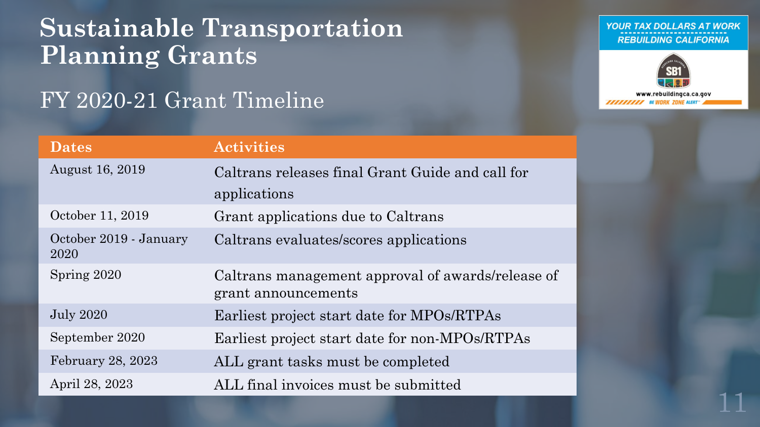# Sustainable Transportation Planning Grants

## FY 2020-21 Grant Timeline

| Dates | Activities |
|---|---|
| August 16, 2019 | Caltrans releases final Grant Guide and call for applications |
| October 11, 2019 | Grant applications due to Caltrans |
| October 2019 - January 2020 | Caltrans evaluates/scores applications |
| Spring 2020 | Caltrans management approval of awards/release of grant announcements |
| July 2020 | Earliest project start date for MPOs/RTPAs |
| September 2020 | Earliest project start date for non-MPOs/RTPAs |
| February 28, 2023 | ALL grant tasks must be completed |
| April 28, 2023 | ALL final invoices must be submitted |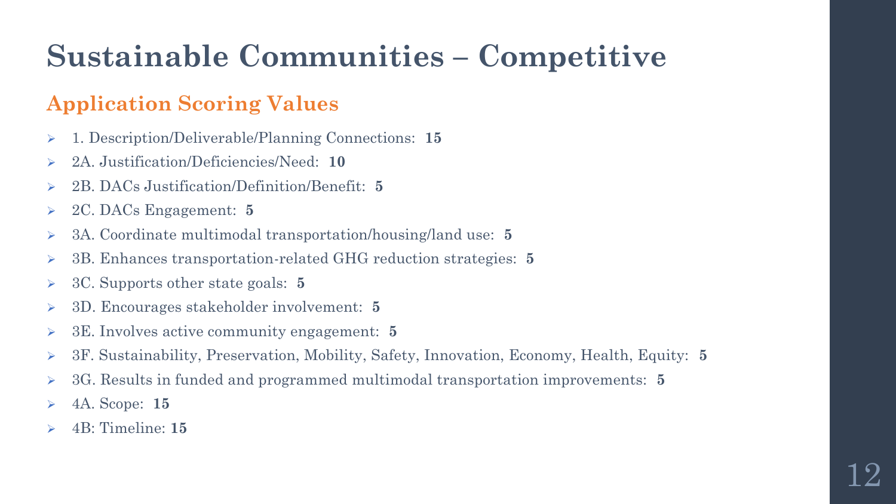# Sustainable Communities – Competitive

## Application Scoring Values

- 1. Description/Deliverable/Planning Connections: **15**
- 2A. Justification/Deficiencies/Need: **10**
- 2B. DACs Justification/Definition/Benefit: **5**
- 2C. DACs Engagement: **5**
- 3A. Coordinate multimodal transportation/housing/land use: **5**
- 3B. Enhances transportation-related GHG reduction strategies: **5**
- 3C. Supports other state goals: **5**
- 3D. Encourages stakeholder involvement: **5**
- 3E. Involves active community engagement: **5**
- 3F. Sustainability, Preservation, Mobility, Safety, Innovation, Economy, Health, Equity: **5**
- 3G. Results in funded and programmed multimodal transportation improvements: **5**
- 4A. Scope: **15**
- 4B: Timeline: **15**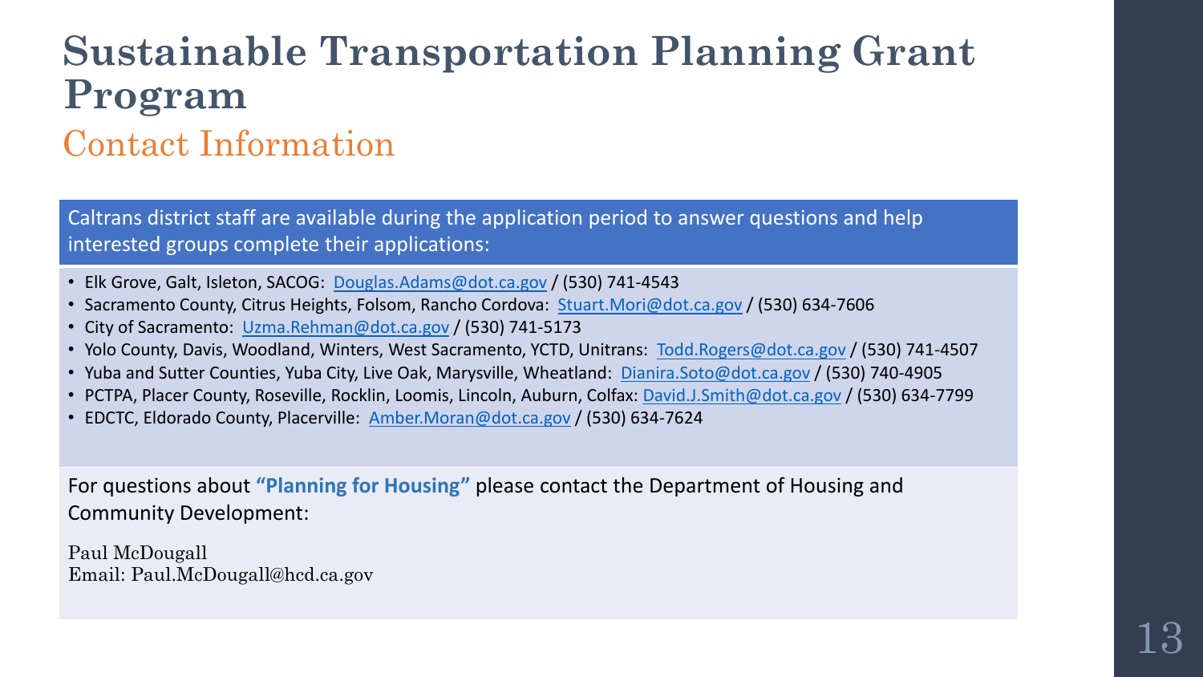# Sustainable Transportation Planning Grant Program

## Contact Information

Caltrans district staff are available during the application period to answer questions and help interested groups complete their applications:

- Elk Grove, Galt, Isleton, SACOG: Douglas.Adams@dot.ca.gov / (530) 741-4543
- Sacramento County, Citrus Heights, Folsom, Rancho Cordova: Stuart.Mori@dot.ca.gov / (530) 634-7606
- City of Sacramento: Uzma.Rehman@dot.ca.gov / (530) 741-5173
- Yolo County, Davis, Woodland, Winters, West Sacramento, YCTD, Unitrans: Todd.Rogers@dot.ca.gov / (530) 741-4507
- Yuba and Sutter Counties, Yuba City, Live Oak, Marysville, Wheatland: Dianira.Soto@dot.ca.gov / (530) 740-4905
- PCTPA, Placer County, Roseville, Rocklin, Loomis, Lincoln, Auburn, Colfax: David.J.Smith@dot.ca.gov / (530) 634-7799
- EDCTC, Eldorado County, Placerville: Amber.Moran@dot.ca.gov / (530) 634-7624

For questions about **"Planning for Housing"** please contact the Department of Housing and Community Development:

Paul McDougall
Email: Paul.McDougall@hcd.ca.gov